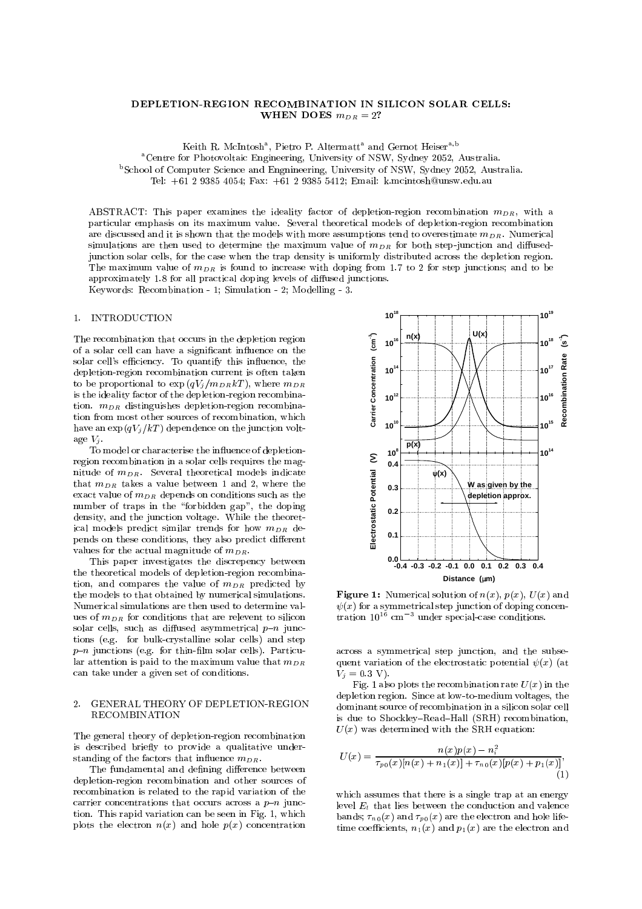# DEPLETION-REGION RECOMBINATION IN SILICON SOLAR CELLS: WHEN DOES $m_{DR} = 2$?

Keith R. McIntosh[a], Pietro P. Altermatt[a] and Gernot Heiser[a,b]

[a]Centre for Photovoltaic Engineering, University of NSW, Sydney 2052, Australia.
[b]School of Computer Science and Engngineering, University of NSW, Sydney 2052, Australia.
Tel: +61 2 9385 4054; Fax: +61 2 9385 5412; Email: k.mcintosh@unsw.edu.au

ABSTRACT: This paper examines the ideality factor of depletion-region recombination $m_{DR}$, with a particular emphasis on its maximum value. Several theoretical models of depletion-region recombination are discussed and it is shown that the models with more assumptions tend to overestimate $m_{DR}$. Numerical simulations are then used to determine the maximum value of $m_{DR}$ for both step-junction and diffused-junction solar cells, for the case when the trap density is uniformly distributed across the depletion region. The maximum value of $m_{DR}$ is found to increase with doping from 1.7 to 2 for step junctions; and to be approximately 1.8 for all practical doping levels of diffused junctions.
Keywords: Recombination - 1; Simulation - 2; Modelling - 3.

## 1. INTRODUCTION

The recombination that occurs in the depletion region of a solar cell can have a significant influence on the solar cell's efficiency. To quantify this influence, the depletion-region recombination current is often taken to be proportional to $\exp(qV_j/m_{DR}kT)$, where $m_{DR}$ is the ideality factor of the depletion-region recombination. $m_{DR}$ distinguishes depletion-region recombination from most other sources of recombination, which have an $\exp(qV_j/kT)$ dependence on the junction voltage $V_j$.

To model or characterise the influence of depletion-region recombination in a solar cells requires the magnitude of $m_{DR}$. Several theoretical models indicate that $m_{DR}$ takes a value between 1 and 2, where the exact value of $m_{DR}$ depends on conditions such as the number of traps in the "forbidden gap", the doping density, and the junction voltage. While the theoretical models predict similar trends for how $m_{DR}$ depends on these conditions, they also predict different values for the actual magnitude of $m_{DR}$.

This paper investigates the discrepency between the theoretical models of depletion-region recombination, and compares the value of $m_{DR}$ predicted by the models to that obtained by numerical simulations. Numerical simulations are then used to determine values of $m_{DR}$ for conditions that are relevent to silicon solar cells, such as diffused asymmetrical $p$–$n$ junctions (e.g. for bulk-crystalline solar cells) and step $p$–$n$ junctions (e.g. for thin-film solar cells). Particular attention is paid to the maximum value that $m_{DR}$ can take under a given set of conditions.

## 2. GENERAL THEORY OF DEPLETION-REGION RECOMBINATION

The general theory of depletion-region recombination is described briefly to provide a qualitative understanding of the factors that influence $m_{DR}$.

The fundamental and defining difference between depletion-region recombination and other sources of recombination is related to the rapid variation of the carrier concentrations that occurs across a $p$–$n$ junction. This rapid variation can be seen in Fig. 1, which plots the electron $n(x)$ and hole $p(x)$ concentration across a symmetrical step junction, and the subsequent variation of the electrostatic potential $\psi(x)$ (at $V_j = 0.3$ V).

**Figure 1:** Numerical solution of $n(x)$, $p(x)$, $U(x)$ and $\psi(x)$ for a symmetrical step junction of doping concentration $10^{16}$ cm$^{-3}$ under special-case conditions.

Fig. 1 also plots the recombination rate $U(x)$ in the depletion region. Since at low-to-medium voltages, the dominant source of recombination in a silicon solar cell is due to Shockley–Read–Hall (SRH) recombination, $U(x)$ was determined with the SRH equation:

$$U(x) = \frac{n(x)p(x) - n_i^2}{\tau_{p0}(x)[n(x) + n_1(x)] + \tau_{n0}(x)[p(x) + p_1(x)]}, \tag{1}$$

which assumes that there is a single trap at an energy level $E_t$ that lies between the conduction and valence bands; $\tau_{n0}(x)$ and $\tau_{p0}(x)$ are the electron and hole lifetime coefficients, $n_1(x)$ and $p_1(x)$ are the electron and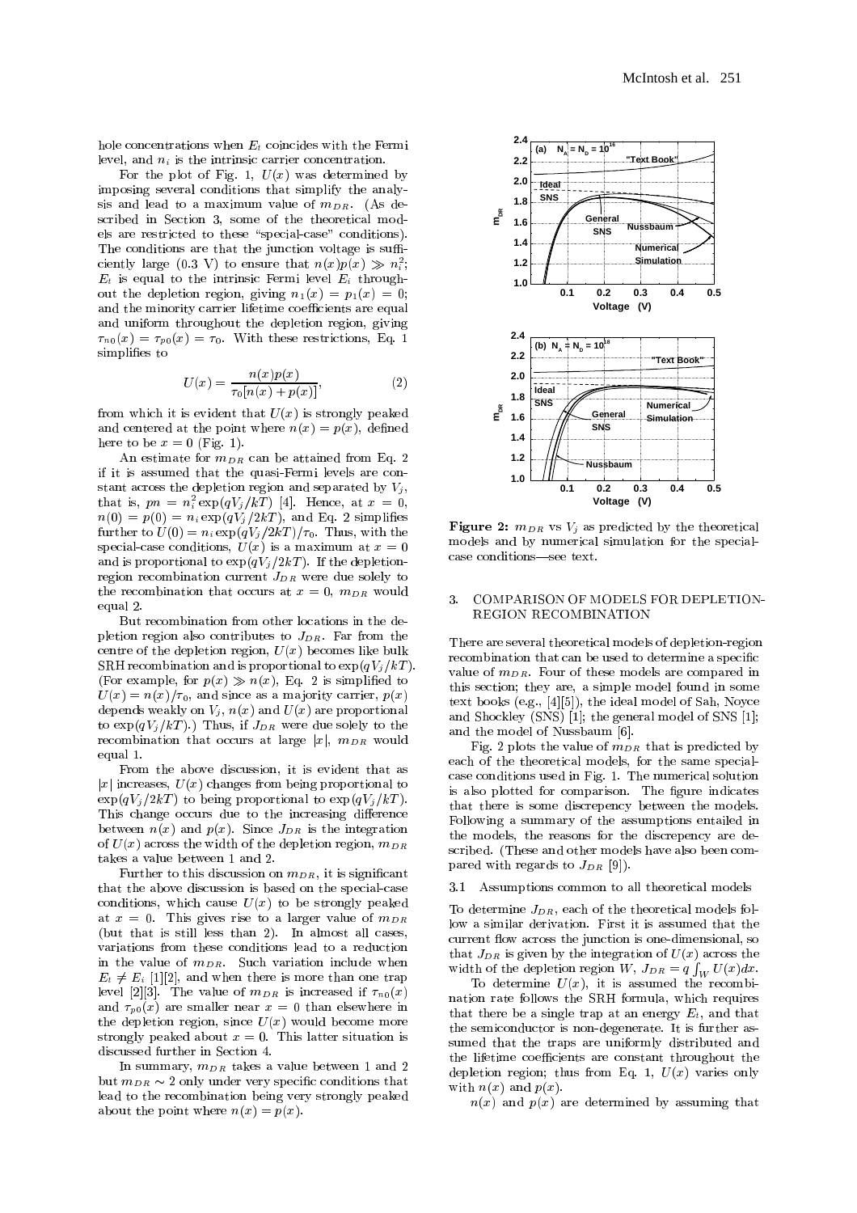hole concentrations when $E_t$ coincides with the Fermi level, and $n_i$ is the intrinsic carrier concentration.

For the plot of Fig. 1, $U(x)$ was determined by imposing several conditions that simplify the analysis and lead to a maximum value of $m_{DR}$. (As described in Section 3, some of the theoretical models are restricted to these "special-case" conditions). The conditions are that the junction voltage is sufficiently large (0.3 V) to ensure that $n(x)p(x) \gg n_i^2$; $E_t$ is equal to the intrinsic Fermi level $E_i$ throughout the depletion region, giving $n_1(x) = p_1(x) = 0$; and the minority carrier lifetime coefficients are equal and uniform throughout the depletion region, giving $\tau_{n0}(x) = \tau_{p0}(x) = \tau_0$. With these restrictions, Eq. 1 simplifies to

$$U(x) = \frac{n(x)p(x)}{\tau_0[n(x) + p(x)]}, \tag{2}$$

from which it is evident that $U(x)$ is strongly peaked and centered at the point where $n(x) = p(x)$, defined here to be $x = 0$ (Fig. 1).

An estimate for $m_{DR}$ can be attained from Eq. 2 if it is assumed that the quasi-Fermi levels are constant across the depletion region and separated by $V_j$, that is, $pn = n_i^2 \exp(qV_j/kT)$ [4]. Hence, at $x = 0$, $n(0) = p(0) = n_i \exp(qV_j/2kT)$, and Eq. 2 simplifies further to $U(0) = n_i \exp(qV_j/2kT)/\tau_0$. Thus, with the special-case conditions, $U(x)$ is a maximum at $x = 0$ and is proportional to $\exp(qV_j/2kT)$. If the depletion-region recombination current $J_{DR}$ were due solely to the recombination that occurs at $x = 0$, $m_{DR}$ would equal 2.

But recombination from other locations in the depletion region also contributes to $J_{DR}$. Far from the centre of the depletion region, $U(x)$ becomes like bulk SRH recombination and is proportional to $\exp(qV_j/kT)$. (For example, for $p(x) \gg n(x)$, Eq. 2 is simplified to $U(x) = n(x)/\tau_0$, and since as a majority carrier, $p(x)$ depends weakly on $V_j$, $n(x)$ and $U(x)$ are proportional to $\exp(qV_j/kT)$.) Thus, if $J_{DR}$ were due solely to the recombination that occurs at large $|x|$, $m_{DR}$ would equal 1.

From the above discussion, it is evident that as $|x|$ increases, $U(x)$ changes from being proportional to $\exp(qV_j/2kT)$ to being proportional to $\exp(qV_j/kT)$. This change occurs due to the increasing difference between $n(x)$ and $p(x)$. Since $J_{DR}$ is the integration of $U(x)$ across the width of the depletion region, $m_{DR}$ takes a value between 1 and 2.

Further to this discussion on $m_{DR}$, it is significant that the above discussion is based on the special-case conditions, which cause $U(x)$ to be strongly peaked at $x = 0$. This gives rise to a larger value of $m_{DR}$ (but that is still less than 2). In almost all cases, variations from these conditions lead to a reduction in the value of $m_{DR}$. Such variation include when $E_t \neq E_i$ [1][2], and when there is more than one trap level [2][3]. The value of $m_{DR}$ is increased if $\tau_{n0}(x)$ and $\tau_{p0}(x)$ are smaller near $x = 0$ than elsewhere in the depletion region, since $U(x)$ would become more strongly peaked about $x = 0$. This latter situation is discussed further in Section 4.

In summary, $m_{DR}$ takes a value between 1 and 2 but $m_{DR} \sim 2$ only under very specific conditions that lead to the recombination being very strongly peaked about the point where $n(x) = p(x)$.

**Figure 2:** $m_{DR}$ vs $V_j$ as predicted by the theoretical models and by numerical simulation for the special-case conditions—see text.

## 3. COMPARISON OF MODELS FOR DEPLETION-REGION RECOMBINATION

There are several theoretical models of depletion-region recombination that can be used to determine a specific value of $m_{DR}$. Four of these models are compared in this section; they are, a simple model found in some text books (e.g., [4][5]), the ideal model of Sah, Noyce and Shockley (SNS) [1]; the general model of SNS [1]; and the model of Nussbaum [6].

Fig. 2 plots the value of $m_{DR}$ that is predicted by each of the theoretical models, for the same special-case conditions used in Fig. 1. The numerical solution is also plotted for comparison. The figure indicates that there is some discrepency between the models. Following a summary of the assumptions entailed in the models, the reasons for the discrepancy are described. (These and other models have also been compared with regards to $J_{DR}$ [9]).

### 3.1 Assumptions common to all theoretical models

To determine $J_{DR}$, each of the theoretical models follow a similar derivation. First it is assumed that the current flow across the junction is one-dimensional, so that $J_{DR}$ is given by the integration of $U(x)$ across the width of the depletion region $W$, $J_{DR} = q\int_W U(x)dx$.

To determine $U(x)$, it is assumed the recombination rate follows the SRH formula, which requires that there be a single trap at an energy $E_t$, and that the semiconductor is non-degenerate. It is further assumed that the traps are uniformly distributed and the lifetime coefficients are constant throughout the depletion region; thus from Eq. 1, $U(x)$ varies only with $n(x)$ and $p(x)$.

$n(x)$ and $p(x)$ are determined by assuming that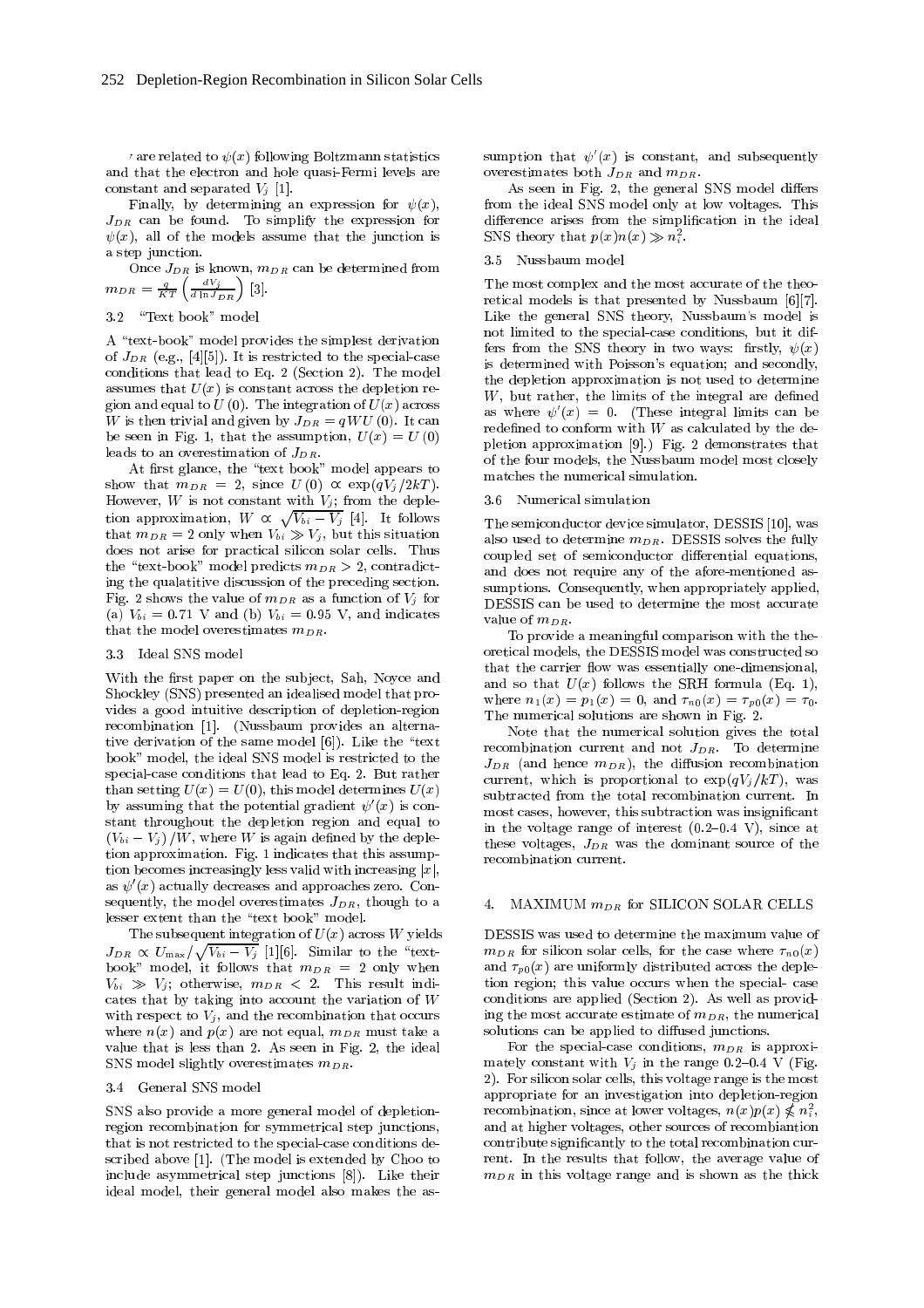$p$ are related to $\psi(x)$ following Boltzmann statistics and that the electron and hole quasi-Fermi levels are constant and separated $V_j$ [1].

Finally, by determining an expression for $\psi(x)$, $J_{DR}$ can be found. To simplify the expression for $\psi(x)$, all of the models assume that the junction is a step junction.

Once $J_{DR}$ is known, $m_{DR}$ can be determined from $m_{DR} = \frac{q}{KT}\left(\frac{dV_j}{d \ln J_{DR}}\right)$ [3].

### 3.2 "Text book" model

A "text-book" model provides the simplest derivation of $J_{DR}$ (e.g., [4][5]). It is restricted to the special-case conditions that lead to Eq. 2 (Section 2). The model assumes that $U(x)$ is constant across the depletion region and equal to $U(0)$. The integration of $U(x)$ across $W$ is then trivial and given by $J_{DR} = qWU(0)$. It can be seen in Fig. 1, that the assumption, $U(x) = U(0)$ leads to an overestimation of $J_{DR}$.

At first glance, the "text book" model appears to show that $m_{DR} = 2$, since $U(0) \propto \exp(qV_j/2kT)$. However, $W$ is not constant with $V_j$; from the depletion approximation, $W \propto \sqrt{V_{bi} - V_j}$ [4]. It follows that $m_{DR} = 2$ only when $V_{bi} \gg V_j$, but this situation does not arise for practical silicon solar cells. Thus the "text-book" model predicts $m_{DR} > 2$, contradicting the qualatitive discussion of the preceding section. Fig. 2 shows the value of $m_{DR}$ as a function of $V_j$ for (a) $V_{bi} = 0.71$ V and (b) $V_{bi} = 0.95$ V, and indicates that the model overestimates $m_{DR}$.

### 3.3 Ideal SNS model

With the first paper on the subject, Sah, Noyce and Shockley (SNS) presented an idealised model that provides a good intuitive description of depletion-region recombination [1]. (Nussbaum provides an alternative derivation of the same model [6]). Like the "text book" model, the ideal SNS model is restricted to the special-case conditions that lead to Eq. 2. But rather than setting $U(x) = U(0)$, this model determines $U(x)$ by assuming that the potential gradient $\psi'(x)$ is constant throughout the depletion region and equal to $(V_{bi} - V_j)/W$, where $W$ is again defined by the depletion approximation. Fig. 1 indicates that this assumption becomes increasingly less valid with increasing $|x|$, as $\psi'(x)$ actually decreases and approaches zero. Consequently, the model overestimates $J_{DR}$, though to a lesser extent than the "text book" model.

The subsequent integration of $U(x)$ across $W$ yields $J_{DR} \propto U_{\max}/\sqrt{V_{bi} - V_j}$ [1][6]. Similar to the "text-book" model, it follows that $m_{DR} = 2$ only when $V_{bi} \gg V_j$; otherwise, $m_{DR} < 2$. This result indicates that by taking into account the variation of $W$ with respect to $V_j$, and the recombination that occurs where $n(x)$ and $p(x)$ are not equal, $m_{DR}$ must take a value that is less than 2. As seen in Fig. 2, the ideal SNS model slightly overestimates $m_{DR}$.

### 3.4 General SNS model

SNS also provide a more general model of depletion-region recombination for symmetrical step junctions, that is not restricted to the special-case conditions described above [1]. (The model is extended by Choo to include asymmetrical step junctions [8]). Like their ideal model, their general model also makes the assumption that $\psi'(x)$ is constant, and subsequently overestimates both $J_{DR}$ and $m_{DR}$.

As seen in Fig. 2, the general SNS model differs from the ideal SNS model only at low voltages. This difference arises from the simplification in the ideal SNS theory that $p(x)n(x) \gg n_i^2$.

### 3.5 Nussbaum model

The most complex and the most accurate of the theoretical models is that presented by Nussbaum [6][7]. Like the general SNS theory, Nussbaum's model is not limited to the special-case conditions, but it differs from the SNS theory in two ways: firstly, $\psi(x)$ is determined with Poisson's equation; and secondly, the depletion approximation is not used to determine $W$, but rather, the limits of the integral are defined as where $\psi'(x) = 0$. (These integral limits can be redefined to conform with $W$ as calculated by the depletion approximation [9].) Fig. 2 demonstrates that of the four models, the Nussbaum model most closely matches the numerical simulation.

### 3.6 Numerical simulation

The semiconductor device simulator, DESSIS [10], was also used to determine $m_{DR}$. DESSIS solves the fully coupled set of semiconductor differential equations, and does not require any of the afore-mentioned assumptions. Consequently, when appropriately applied, DESSIS can be used to determine the most accurate value of $m_{DR}$.

To provide a meaningful comparison with the theoretical models, the DESSIS model was constructed so that the carrier flow was essentially one-dimensional, and so that $U(x)$ follows the SRH formula (Eq. 1), where $n_1(x) = p_1(x) = 0$, and $\tau_{n0}(x) = \tau_{p0}(x) = \tau_0$. The numerical solutions are shown in Fig. 2.

Note that the numerical solution gives the total recombination current and not $J_{DR}$. To determine $J_{DR}$ (and hence $m_{DR}$), the diffusion recombination current, which is proportional to $\exp(qV_j/kT)$, was subtracted from the total recombination current. In most cases, however, this subtraction was insignificant in the voltage range of interest (0.2–0.4 V), since at these voltages, $J_{DR}$ was the dominant source of the recombination current.

## 4. MAXIMUM $m_{DR}$ for SILICON SOLAR CELLS

DESSIS was used to determine the maximum value of $m_{DR}$ for silicon solar cells, for the case where $\tau_{n0}(x)$ and $\tau_{p0}(x)$ are uniformly distributed across the depletion region; this value occurs when the special- case conditions are applied (Section 2). As well as providing the most accurate estimate of $m_{DR}$, the numerical solutions can be applied to diffused junctions.

For the special-case conditions, $m_{DR}$ is approximately constant with $V_j$ in the range 0.2–0.4 V (Fig. 2). For silicon solar cells, this voltage range is the most appropriate for an investigation into depletion-region recombination, since at lower voltages, $n(x)p(x) \not\gg n_i^2$, and at higher voltages, other sources of recombiantion contribute significantly to the total recombination current. In the results that follow, the average value of $m_{DR}$ in this voltage range and is shown as the thick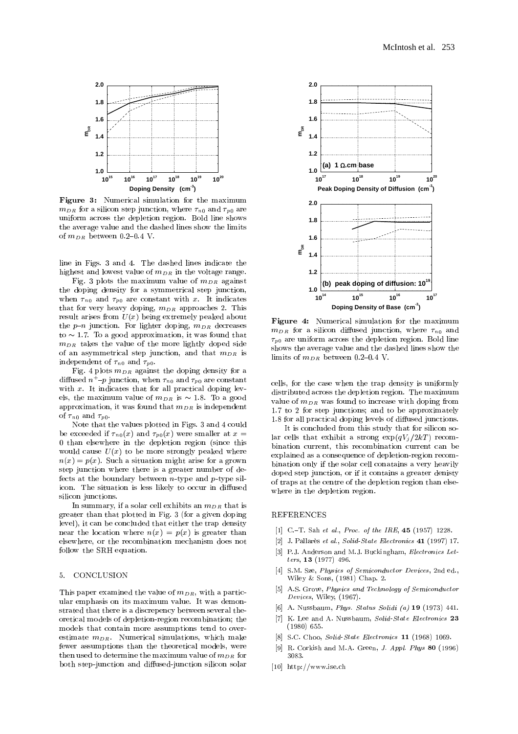2.0
1.8
1.6
1.4
1.2
1.0
$m_{DR}$
$10^{15}$ $10^{16}$ $10^{17}$ $10^{18}$ $10^{19}$ $10^{20}$
Doping Density (cm$^{-3}$)

**Figure 3:** Numerical simulation for the maximum $m_{DR}$ for a silicon step junction, where $\tau_{n0}$ and $\tau_{p0}$ are uniform across the depletion region. Bold line shows the average value and the dashed lines show the limits of $m_{DR}$ between 0.2–0.4 V.

line in Figs. 3 and 4. The dashed lines indicate the highest and lowest value of $m_{DR}$ in the voltage range.

Fig. 3 plots the maximum value of $m_{DR}$ against the doping density for a symmetrical step junction, when $\tau_{n0}$ and $\tau_{p0}$ are constant with $x$. It indicates that for very heavy doping, $m_{DR}$ approaches 2. This result arises from $U(x)$ being extremely peaked about the $p$–$n$ junction. For lighter doping, $m_{DR}$ decreases to $\sim 1.7$. To a good approximation, it was found that $m_{DR}$ takes the value of the more lightly doped side of an asymmetrical step junction, and that $m_{DR}$ is independent of $\tau_{n0}$ and $\tau_{p0}$.

Fig. 4 plots $m_{DR}$ against the doping density for a diffused $n^+$–$p$ junction, when $\tau_{n0}$ and $\tau_{p0}$ are constant with $x$. It indicates that for all practical doping levels, the maximum value of $m_{DR}$ is $\sim 1.8$. To a good approximation, it was found that $m_{DR}$ is independent of $\tau_{n0}$ and $\tau_{p0}$.

Note that the values plotted in Figs. 3 and 4 could be exceeded if $\tau_{n0}(x)$ and $\tau_{p0}(x)$ were smaller at $x = 0$ than elsewhere in the depletion region (since this would cause $U(x)$ to be more strongly peaked where $n(x) = p(x)$. Such a situation might arise for a grown step junction where there is a greater number of defects at the boundary between $n$-type and $p$-type silicon. The situation is less likely to occur in diffused silicon junctions.

In summary, if a solar cell exhibits an $m_{DR}$ that is greater than that plotted in Fig. 3 (for a given doping level), it can be concluded that either the trap density near the location where $n(x) = p(x)$ is greater than elsewhere, or the recombination mechanism does not follow the SRH equation.

## 5. CONCLUSION

This paper examined the value of $m_{DR}$, with a particular emphasis on its maximum value. It was demonstrated that there is a discrepancy between several theoretical models of depletion-region recombination; the models that contain more assumptions tend to overestimate $m_{DR}$. Numerical simulations, which make fewer assumptions than the theoretical models, were then used to determine the maximum value of $m_{DR}$ for both step-junction and diffused-junction silicon solar cells, for the case when the trap density is uniformly distributed across the depletion region. The maximum value of $m_{DR}$ was found to increase with doping from 1.7 to 2 for step junctions; and to be approximately 1.8 for all practical doping levels of diffused junctions.

It is concluded from this study that for silicon solar cells that exhibit a strong $\exp(qV_j/2kT)$ recombination current, this recombination current can be explained as a consequence of depletion-region recombination only if the solar cell conatains a very heavily doped step junction, or if it contains a greater denisty of traps at the centre of the depletion region than elsewhere in the depletion region.

2.0
1.8
1.6
1.4
1.2
1.0
$m_{DR}$
(a) 1 Ω.cm base
$10^{17}$ $10^{18}$ $10^{19}$ $10^{20}$
Peak Doping Density of Diffusion (cm$^{-3}$)

2.0
1.8
1.6
1.4
1.2
1.0
$m_{DR}$
(b) peak doping of diffusion: $10^{19}$
$10^{14}$ $10^{15}$ $10^{16}$ $10^{17}$
Doping Density of Base (cm$^{-3}$)

**Figure 4:** Numerical simulation for the maximum $m_{DR}$ for a silicon diffused junction, where $\tau_{n0}$ and $\tau_{p0}$ are uniform across the depletion region. Bold line shows the average value and the dashed lines show the limits of $m_{DR}$ between 0.2–0.4 V.

## REFERENCES

[1] C.–T. Sah *et al.*, *Proc. of the IRE*, **45** (1957) 1228.

[2] J. Pallarès *et al.*, *Solid-State Electronics* **41** (1997) 17.

[3] P.J. Anderson and M.J. Buckingham, *Electronics Letters*, **13** (1977) 496.

[4] S.M. Sze, *Physics of Semiconductor Devices*, 2nd ed., Wiley & Sons, (1981) Chap. 2.

[5] A.S. Grove, *Physics and Technology of Semiconductor Devices*, Wiley, (1967).

[6] A. Nussbaum, *Phys. Status Solidi (a)* **19** (1973) 441.

[7] K. Lee and A. Nussbaum, *Solid-State Electronics* **23** (1980) 655.

[8] S.C. Choo, *Solid-State Electronics* **11** (1968) 1069.

[9] R. Corkish and M.A. Green, *J. Appl. Phys* **80** (1996) 3083.

[10] http://www.ise.ch